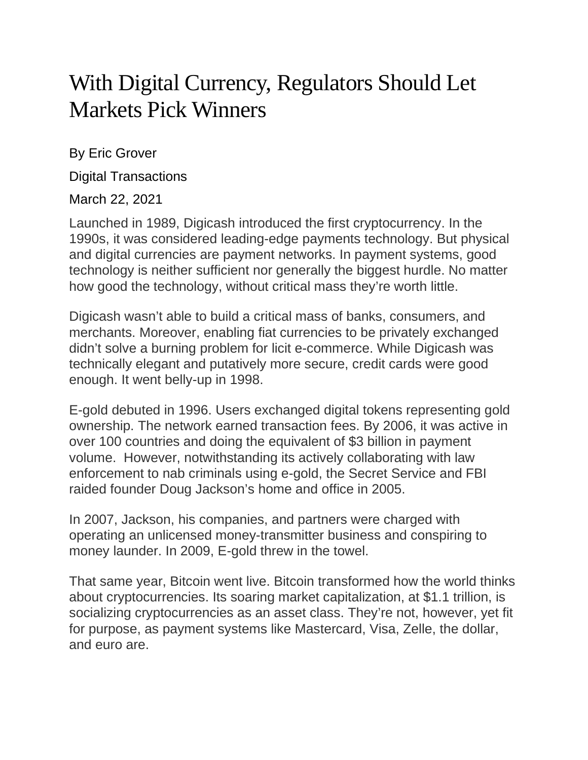# With Digital Currency, Regulators Should Let Markets Pick Winners

By Eric Grover

Digital Transactions

March 22, 2021

Launched in 1989, Digicash introduced the first cryptocurrency. In the 1990s, it was considered leading-edge payments technology. But physical and digital currencies are payment networks. In payment systems, good technology is neither sufficient nor generally the biggest hurdle. No matter how good the technology, without critical mass they're worth little.

Digicash wasn't able to build a critical mass of banks, consumers, and merchants. Moreover, enabling fiat currencies to be privately exchanged didn't solve a burning problem for licit e-commerce. While Digicash was technically elegant and putatively more secure, credit cards were good enough. It went belly-up in 1998.

E-gold debuted in 1996. Users exchanged digital tokens representing gold ownership. The network earned transaction fees. By 2006, it was active in over 100 countries and doing the equivalent of $3 billion in payment volume. However, notwithstanding its actively collaborating with law enforcement to nab criminals using e-gold, the Secret Service and FBI raided founder Doug Jackson's home and office in 2005.

In 2007, Jackson, his companies, and partners were charged with operating an unlicensed money-transmitter business and conspiring to money launder. In 2009, E-gold threw in the towel.

That same year, Bitcoin went live. Bitcoin transformed how the world thinks about cryptocurrencies. Its soaring market capitalization, at $1.1 trillion, is socializing cryptocurrencies as an asset class. They're not, however, yet fit for purpose, as payment systems like Mastercard, Visa, Zelle, the dollar, and euro are.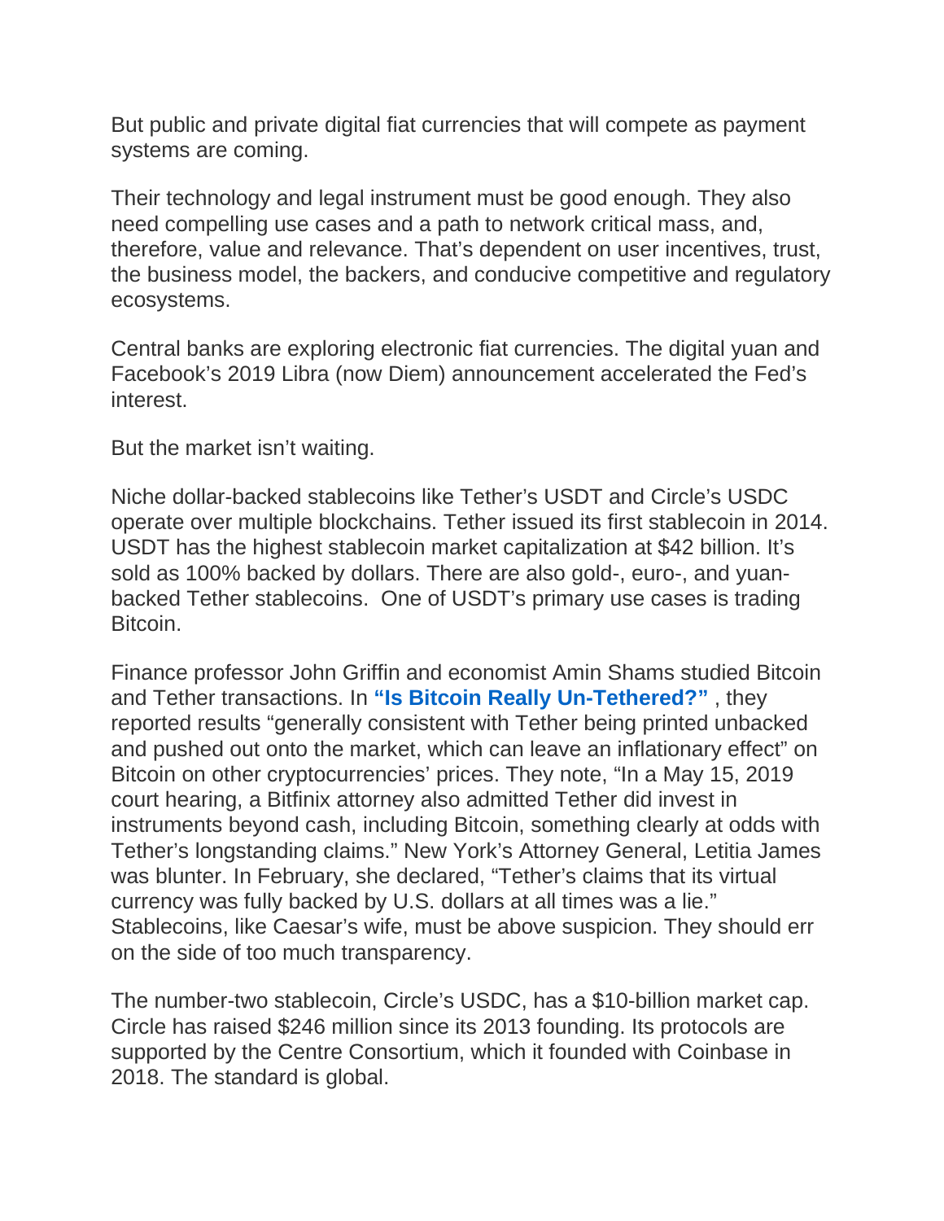But public and private digital fiat currencies that will compete as payment systems are coming.

Their technology and legal instrument must be good enough. They also need compelling use cases and a path to network critical mass, and, therefore, value and relevance. That's dependent on user incentives, trust, the business model, the backers, and conducive competitive and regulatory ecosystems.

Central banks are exploring electronic fiat currencies. The digital yuan and Facebook's 2019 Libra (now Diem) announcement accelerated the Fed's interest.

But the market isn't waiting.

Niche dollar-backed stablecoins like Tether's USDT and Circle's USDC operate over multiple blockchains. Tether issued its first stablecoin in 2014. USDT has the highest stablecoin market capitalization at $42 billion. It's sold as 100% backed by dollars. There are also gold-, euro-, and yuan-backed Tether stablecoins. One of USDT's primary use cases is trading Bitcoin.

Finance professor John Griffin and economist Amin Shams studied Bitcoin and Tether transactions. In **"Is Bitcoin Really Un-Tethered?"** , they reported results "generally consistent with Tether being printed unbacked and pushed out onto the market, which can leave an inflationary effect" on Bitcoin on other cryptocurrencies' prices. They note, "In a May 15, 2019 court hearing, a Bitfinix attorney also admitted Tether did invest in instruments beyond cash, including Bitcoin, something clearly at odds with Tether's longstanding claims." New York's Attorney General, Letitia James was blunter. In February, she declared, "Tether's claims that its virtual currency was fully backed by U.S. dollars at all times was a lie." Stablecoins, like Caesar's wife, must be above suspicion. They should err on the side of too much transparency.

The number-two stablecoin, Circle's USDC, has a $10-billion market cap. Circle has raised $246 million since its 2013 founding. Its protocols are supported by the Centre Consortium, which it founded with Coinbase in 2018. The standard is global.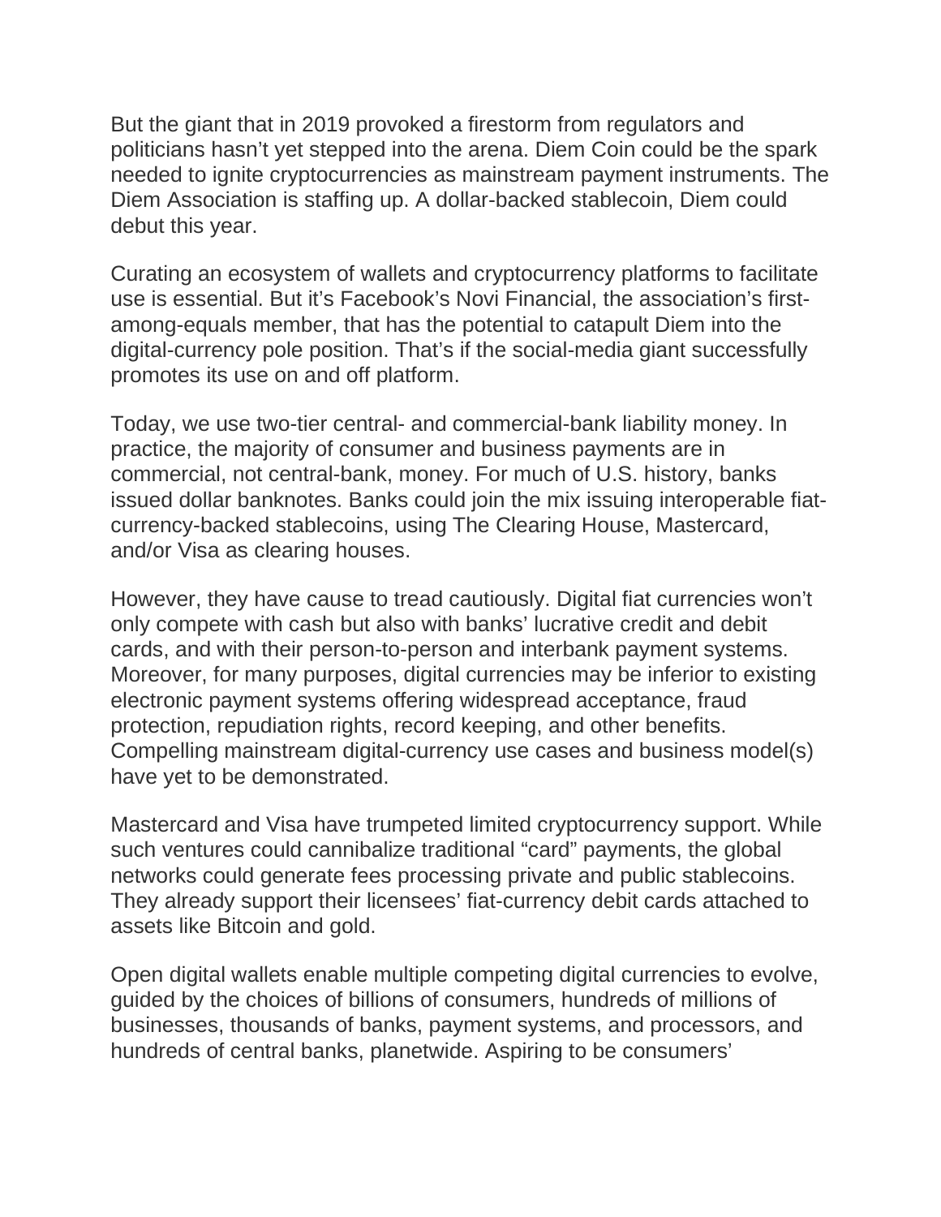But the giant that in 2019 provoked a firestorm from regulators and politicians hasn't yet stepped into the arena. Diem Coin could be the spark needed to ignite cryptocurrencies as mainstream payment instruments. The Diem Association is staffing up. A dollar-backed stablecoin, Diem could debut this year.

Curating an ecosystem of wallets and cryptocurrency platforms to facilitate use is essential. But it's Facebook's Novi Financial, the association's first-among-equals member, that has the potential to catapult Diem into the digital-currency pole position. That's if the social-media giant successfully promotes its use on and off platform.

Today, we use two-tier central- and commercial-bank liability money. In practice, the majority of consumer and business payments are in commercial, not central-bank, money. For much of U.S. history, banks issued dollar banknotes. Banks could join the mix issuing interoperable fiat-currency-backed stablecoins, using The Clearing House, Mastercard, and/or Visa as clearing houses.

However, they have cause to tread cautiously. Digital fiat currencies won't only compete with cash but also with banks' lucrative credit and debit cards, and with their person-to-person and interbank payment systems. Moreover, for many purposes, digital currencies may be inferior to existing electronic payment systems offering widespread acceptance, fraud protection, repudiation rights, record keeping, and other benefits. Compelling mainstream digital-currency use cases and business model(s) have yet to be demonstrated.

Mastercard and Visa have trumpeted limited cryptocurrency support. While such ventures could cannibalize traditional "card" payments, the global networks could generate fees processing private and public stablecoins. They already support their licensees' fiat-currency debit cards attached to assets like Bitcoin and gold.

Open digital wallets enable multiple competing digital currencies to evolve, guided by the choices of billions of consumers, hundreds of millions of businesses, thousands of banks, payment systems, and processors, and hundreds of central banks, planetwide. Aspiring to be consumers'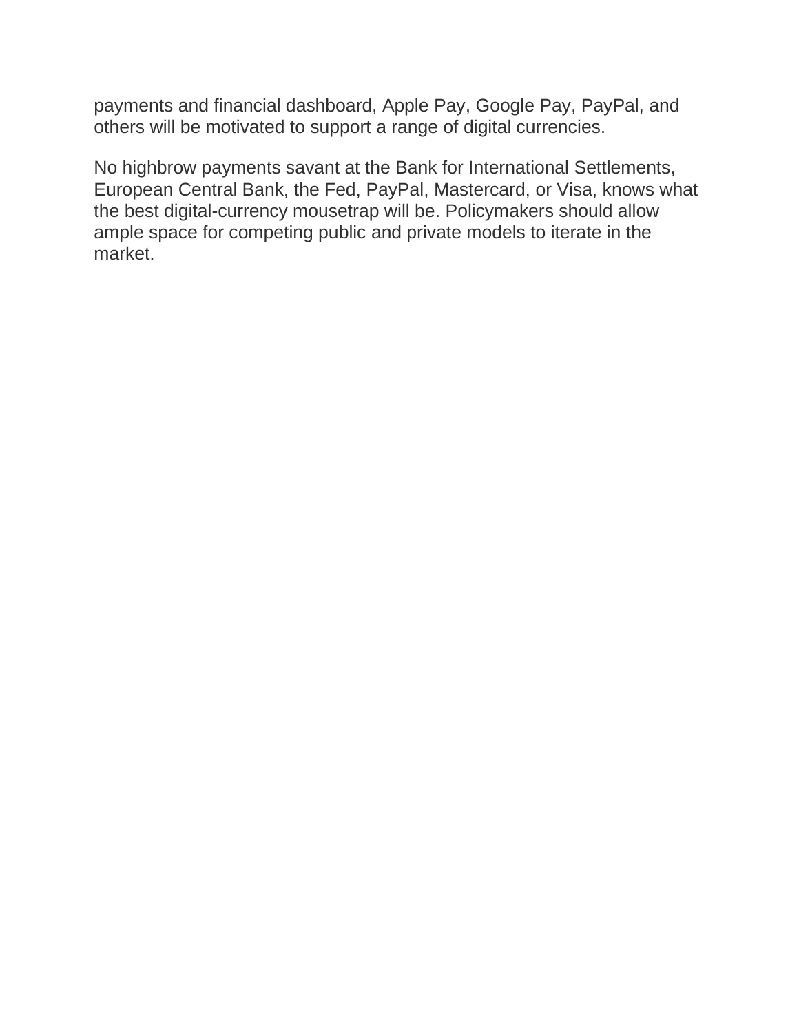payments and financial dashboard, Apple Pay, Google Pay, PayPal, and others will be motivated to support a range of digital currencies.

No highbrow payments savant at the Bank for International Settlements, European Central Bank, the Fed, PayPal, Mastercard, or Visa, knows what the best digital-currency mousetrap will be. Policymakers should allow ample space for competing public and private models to iterate in the market.